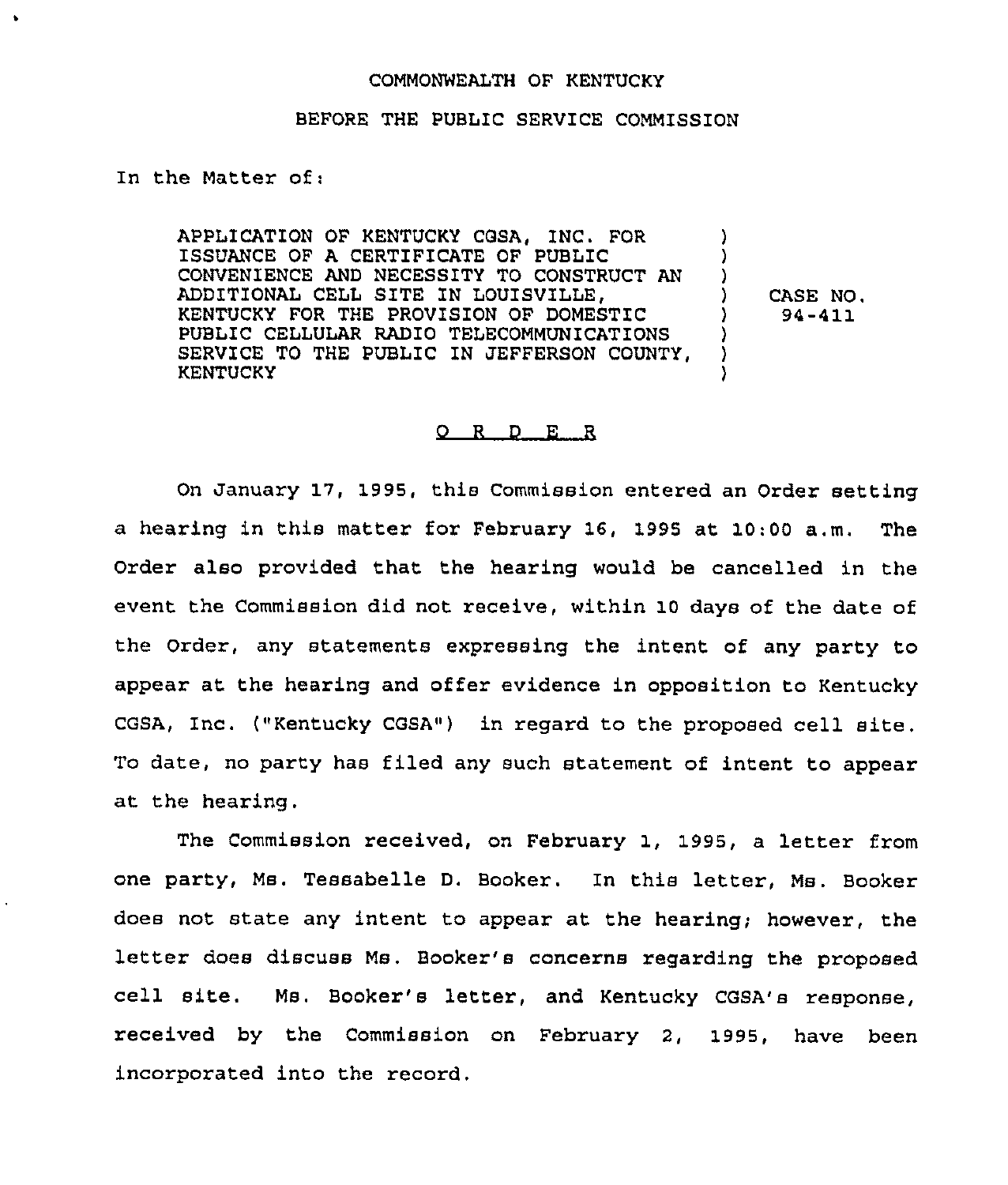COMMONWEALTH OF KENTUCKY

BEFORE THE PUBLIC SERVICE COMMISSION

In the Matter of:

APPLICATION OF KENTUCKY CGSA, INC. FOR ISSUANCE OF A CERTIFICATE OF PUBLIC CONVENIENCE AND NECESSITY TO CONSTRUCT AN ADDITIONAL CELL SITE IN LOUISVILLE, KENTUCKY FOR THE PROVISION OF DOMESTIC PUBLIC CELLULAR RADIO TELECOMMUNICATIONS SERVICE TO THE PUBLIC IN JEFFERSON COUNTY, KENTUCKY ) CASE NO. 94-411

O R D E R

On January 17, 1995, this Commission entered an Order setting a hearing in this matter for February 16, 1995 at 10:00 a.m. The Order also provided that the hearing would be cancelled in the event the Commission did not receive, within 10 days of the date of the Order, any statements expressing the intent of any party to appear at the hearing and offer evidence in opposition to Kentucky CGSA, Inc. ("Kentucky CGSA") in regard to the proposed cell site. To date, no party has filed any such statement of intent to appear at the hearing.

The Commission received, on February 1, 1995, a letter from one party, Ms. Tessabelle D. Booker. In this letter, Ms. Booker does not state any intent to appear at the hearing; however, the letter does discuss Ms. Booker's concerns regarding the proposed cell site. Ms. Booker's letter, and Kentucky CGSA's response, received by the Commission on February 2, 1995, have been incorporated into the record.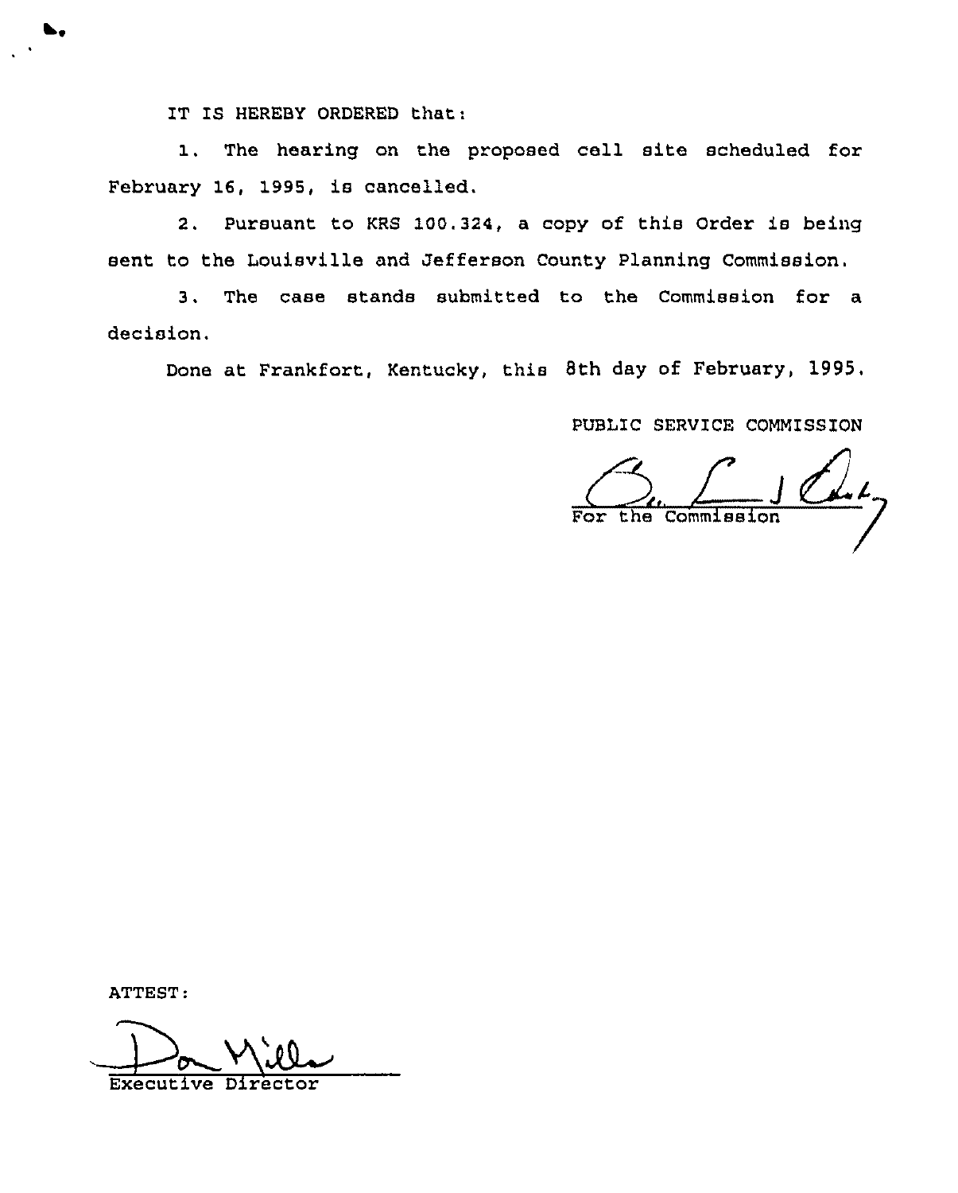IT IS HEREBY ORDERED that:

1. The hearing on the proposed cell site scheduled for February 16, 1995, is cancelled.

2. Pursuant to KRS 100.324, a copy of this Order is being sent to the Louisville and Jefferson County Planning Commission.

3. The case stands submitted to the Commission for a decision.

Done at Frankfort, Kentucky, this 8th day of February, 1995.

PUBLIC SERVICE COMMISSION

For the Commission

ATTEST:

Executive Director